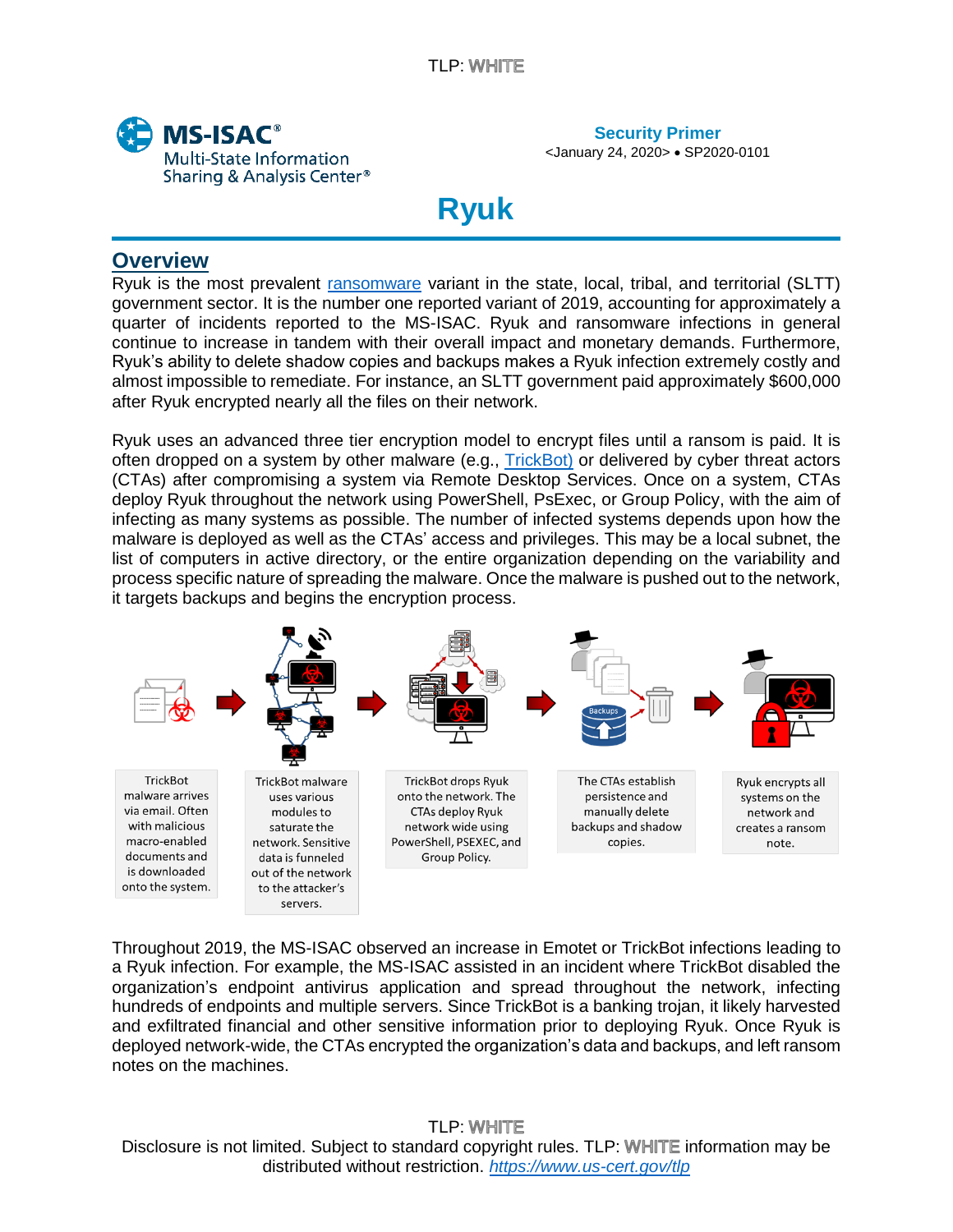TLP: WHITE

MS-ISAC®
Multi-State Information Sharing & Analysis Center®

**Security Primer**
<January 24, 2020> • SP2020-0101

# Ryuk

## Overview

Ryuk is the most prevalent ransomware variant in the state, local, tribal, and territorial (SLTT) government sector. It is the number one reported variant of 2019, accounting for approximately a quarter of incidents reported to the MS-ISAC. Ryuk and ransomware infections in general continue to increase in tandem with their overall impact and monetary demands. Furthermore, Ryuk's ability to delete shadow copies and backups makes a Ryuk infection extremely costly and almost impossible to remediate. For instance, an SLTT government paid approximately $600,000 after Ryuk encrypted nearly all the files on their network.

Ryuk uses an advanced three tier encryption model to encrypt files until a ransom is paid. It is often dropped on a system by other malware (e.g., TrickBot) or delivered by cyber threat actors (CTAs) after compromising a system via Remote Desktop Services. Once on a system, CTAs deploy Ryuk throughout the network using PowerShell, PsExec, or Group Policy, with the aim of infecting as many systems as possible. The number of infected systems depends upon how the malware is deployed as well as the CTAs' access and privileges. This may be a local subnet, the list of computers in active directory, or the entire organization depending on the variability and process specific nature of spreading the malware. Once the malware is pushed out to the network, it targets backups and begins the encryption process.

TrickBot malware arrives via email. Often with malicious macro-enabled documents and is downloaded onto the system.

TrickBot malware uses various modules to saturate the network. Sensitive data is funneled out of the network to the attacker's servers.

TrickBot drops Ryuk onto the network. The CTAs deploy Ryuk network wide using PowerShell, PSEXEC, and Group Policy.

The CTAs establish persistence and manually delete backups and shadow copies.

Ryuk encrypts all systems on the network and creates a ransom note.

Throughout 2019, the MS-ISAC observed an increase in Emotet or TrickBot infections leading to a Ryuk infection. For example, the MS-ISAC assisted in an incident where TrickBot disabled the organization's endpoint antivirus application and spread throughout the network, infecting hundreds of endpoints and multiple servers. Since TrickBot is a banking trojan, it likely harvested and exfiltrated financial and other sensitive information prior to deploying Ryuk. Once Ryuk is deployed network-wide, the CTAs encrypted the organization's data and backups, and left ransom notes on the machines.

TLP: WHITE
Disclosure is not limited. Subject to standard copyright rules. TLP: WHITE information may be distributed without restriction. https://www.us-cert.gov/tlp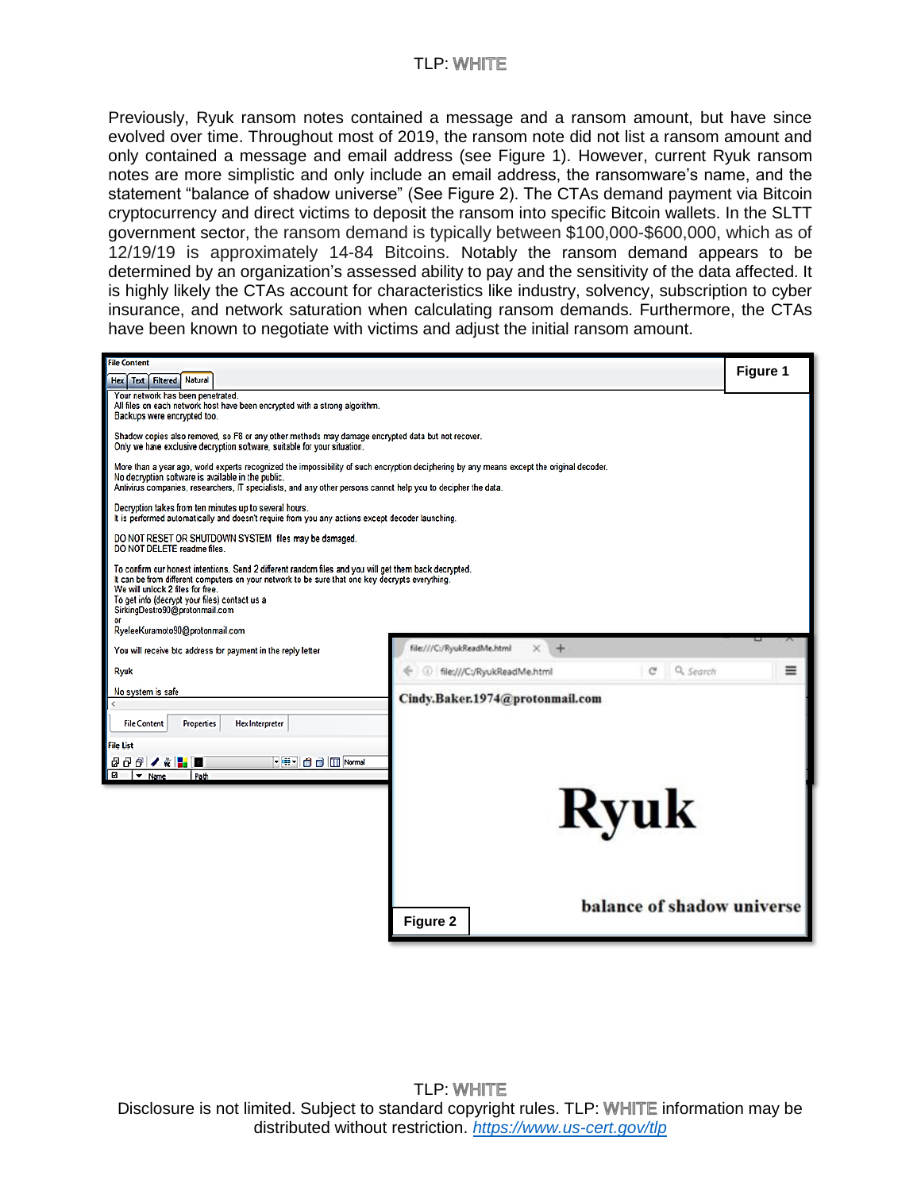Previously, Ryuk ransom notes contained a message and a ransom amount, but have since evolved over time. Throughout most of 2019, the ransom note did not list a ransom amount and only contained a message and email address (see Figure 1). However, current Ryuk ransom notes are more simplistic and only include an email address, the ransomware's name, and the statement "balance of shadow universe" (See Figure 2). The CTAs demand payment via Bitcoin cryptocurrency and direct victims to deposit the ransom into specific Bitcoin wallets. In the SLTT government sector, the ransom demand is typically between \$100,000-\$600,000, which as of 12/19/19 is approximately 14-84 Bitcoins. Notably the ransom demand appears to be determined by an organization's assessed ability to pay and the sensitivity of the data affected. It is highly likely the CTAs account for characteristics like industry, solvency, subscription to cyber insurance, and network saturation when calculating ransom demands. Furthermore, the CTAs have been known to negotiate with victims and adjust the initial ransom amount.

**Figure 1**

```
Your network has been penetrated.
All files on each network host have been encrypted with a strong algorithm.
Backups were encrypted too.

Shadow copies also removed, so F8 or any other methods may damage encrypted data but not recover.
Only we have exclusive decryption software, suitable for your situation.

More than a year ago, world experts recognized the impossibility of such encryption deciphering by any means except the original decoder.
No decryption software is available in the public.
Antivirus companies, researchers, IT specialists, and any other persons cannot help you to decipher the data.

Decryption takes from ten minutes up to several hours.
It is performed automatically and doesn't require from you any actions except decoder launching.

DO NOT RESET OR SHUTDOWN SYSTEM files may be damaged.
DO NOT DELETE readme files.

To confirm our honest intentions. Send 2 different random files and you will get them back decrypted.
It can be from different computers on your network to be sure that one key decrypts everything.
We will unlock 2 files for free.
To get info (decrypt your files) contact us a
SirkingDestro90@protonmail.com
or
RyeleeKuramoto90@protonmail.com

You will receive btc address for payment in the reply letter

Ryuk

No system is safe
```

**Figure 2**

```
file:///C:/RyukReadMe.html

Cindy.Baker.1974@protonmail.com

Ryuk

balance of shadow universe
```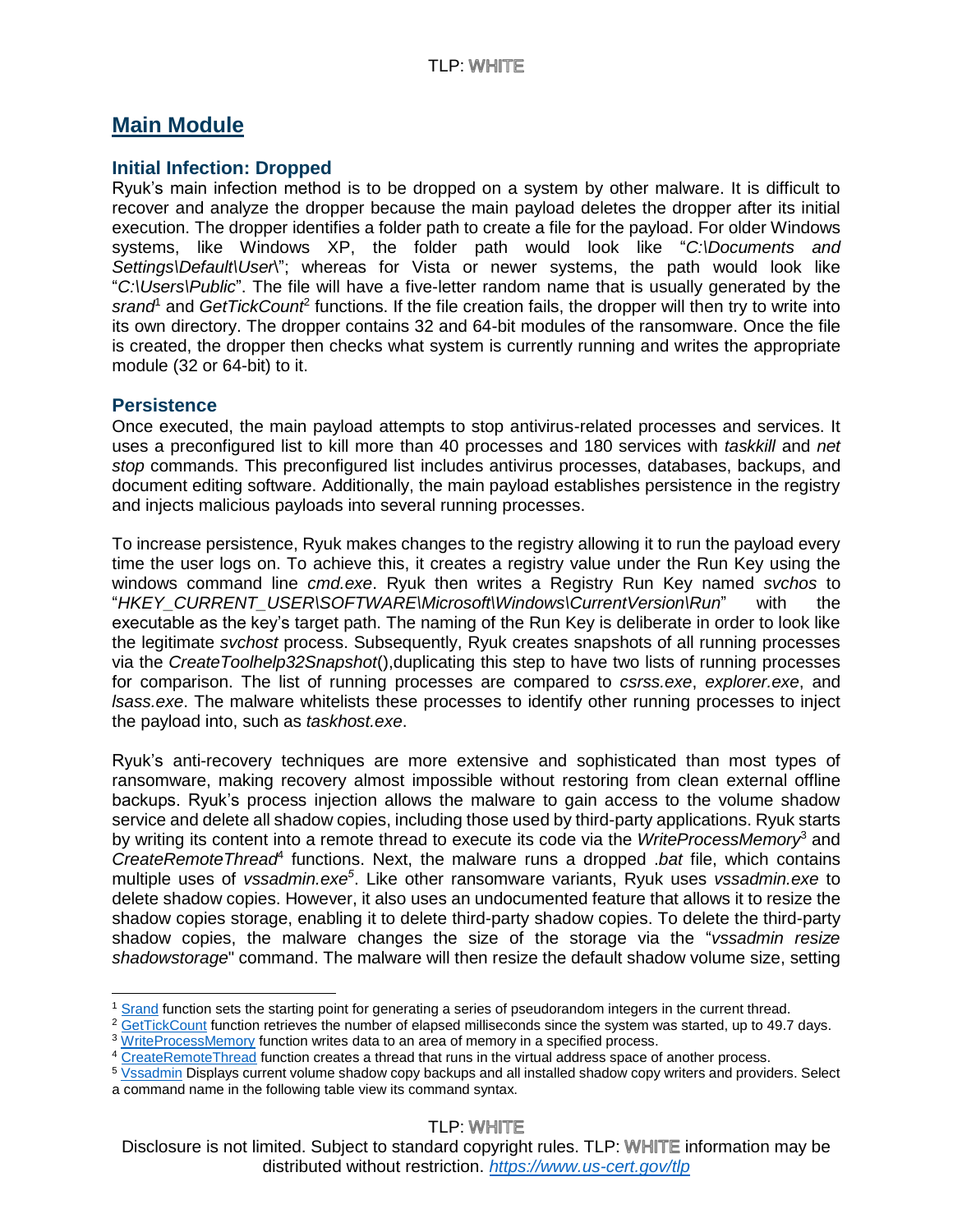## Main Module

### Initial Infection: Dropped

Ryuk's main infection method is to be dropped on a system by other malware. It is difficult to recover and analyze the dropper because the main payload deletes the dropper after its initial execution. The dropper identifies a folder path to create a file for the payload. For older Windows systems, like Windows XP, the folder path would look like "*C:\Documents and Settings\Default\User\*"; whereas for Vista or newer systems, the path would look like "*C:\Users\Public*". The file will have a five-letter random name that is usually generated by the *srand*[1] and *GetTickCount*[2] functions. If the file creation fails, the dropper will then try to write into its own directory. The dropper contains 32 and 64-bit modules of the ransomware. Once the file is created, the dropper then checks what system is currently running and writes the appropriate module (32 or 64-bit) to it.

### Persistence

Once executed, the main payload attempts to stop antivirus-related processes and services. It uses a preconfigured list to kill more than 40 processes and 180 services with *taskkill* and *net stop* commands. This preconfigured list includes antivirus processes, databases, backups, and document editing software. Additionally, the main payload establishes persistence in the registry and injects malicious payloads into several running processes.

To increase persistence, Ryuk makes changes to the registry allowing it to run the payload every time the user logs on. To achieve this, it creates a registry value under the Run Key using the windows command line *cmd.exe*. Ryuk then writes a Registry Run Key named *svchos* to "*HKEY_CURRENT_USER\SOFTWARE\Microsoft\Windows\CurrentVersion\Run*" with the executable as the key's target path. The naming of the Run Key is deliberate in order to look like the legitimate *svchost* process. Subsequently, Ryuk creates snapshots of all running processes via the *CreateToolhelp32Snapshot*(),duplicating this step to have two lists of running processes for comparison. The list of running processes are compared to *csrss.exe*, *explorer.exe*, and *lsass.exe*. The malware whitelists these processes to identify other running processes to inject the payload into, such as *taskhost.exe*.

Ryuk's anti-recovery techniques are more extensive and sophisticated than most types of ransomware, making recovery almost impossible without restoring from clean external offline backups. Ryuk's process injection allows the malware to gain access to the volume shadow service and delete all shadow copies, including those used by third-party applications. Ryuk starts by writing its content into a remote thread to execute its code via the *WriteProcessMemory*[3] and *CreateRemoteThread*[4] functions. Next, the malware runs a dropped *.bat* file, which contains multiple uses of *vssadmin.exe*[5]. Like other ransomware variants, Ryuk uses *vssadmin.exe* to delete shadow copies. However, it also uses an undocumented feature that allows it to resize the shadow copies storage, enabling it to delete third-party shadow copies. To delete the third-party shadow copies, the malware changes the size of the storage via the "*vssadmin resize shadowstorage*" command. The malware will then resize the default shadow volume size, setting

---

[1] Srand function sets the starting point for generating a series of pseudorandom integers in the current thread.

[2] GetTickCount function retrieves the number of elapsed milliseconds since the system was started, up to 49.7 days.

[3] WriteProcessMemory function writes data to an area of memory in a specified process.

[4] CreateRemoteThread function creates a thread that runs in the virtual address space of another process.

[5] Vssadmin Displays current volume shadow copy backups and all installed shadow copy writers and providers. Select a command name in the following table view its command syntax.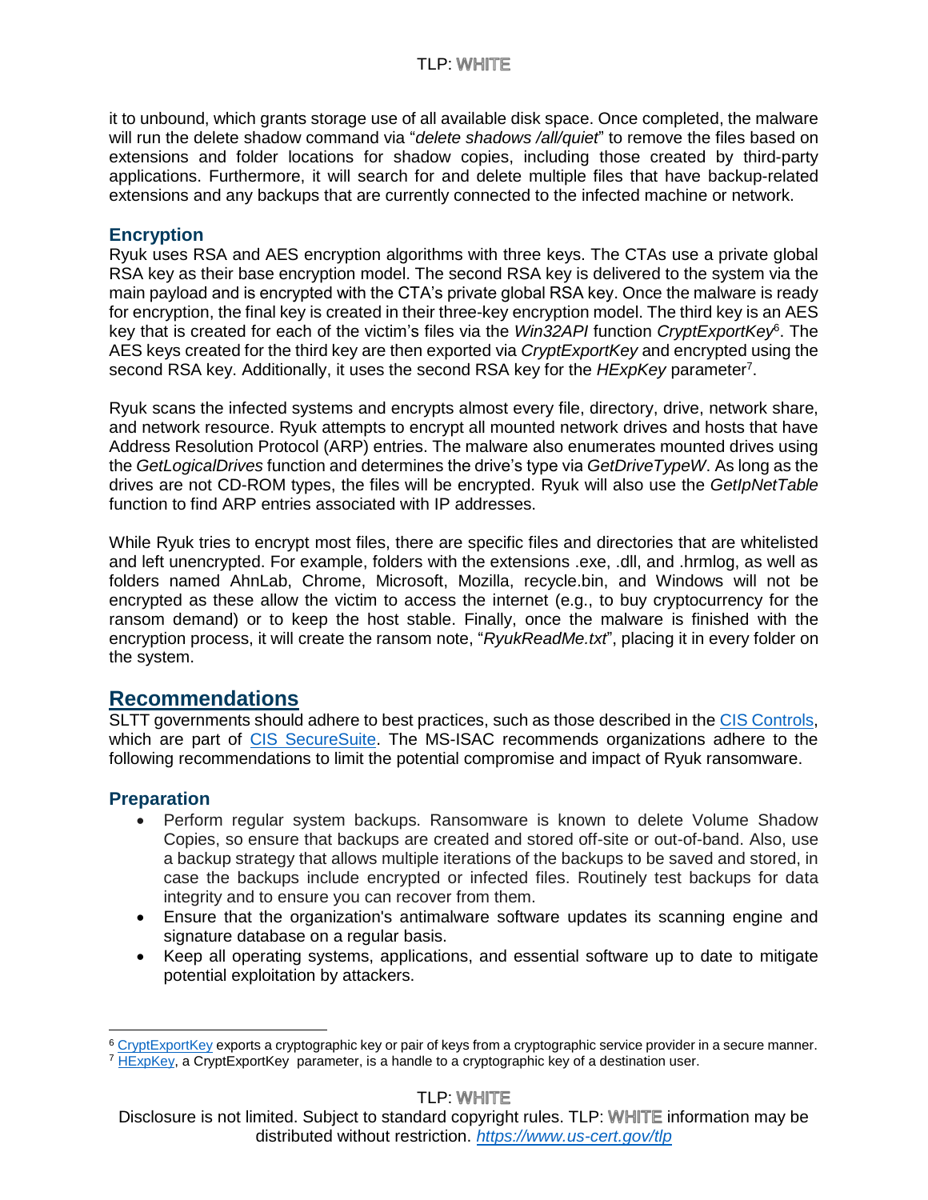it to unbound, which grants storage use of all available disk space. Once completed, the malware will run the delete shadow command via "*delete shadows /all/quiet*" to remove the files based on extensions and folder locations for shadow copies, including those created by third-party applications. Furthermore, it will search for and delete multiple files that have backup-related extensions and any backups that are currently connected to the infected machine or network.

### Encryption

Ryuk uses RSA and AES encryption algorithms with three keys. The CTAs use a private global RSA key as their base encryption model. The second RSA key is delivered to the system via the main payload and is encrypted with the CTA's private global RSA key. Once the malware is ready for encryption, the final key is created in their three-key encryption model. The third key is an AES key that is created for each of the victim's files via the *Win32API* function *CryptExportKey*[6]. The AES keys created for the third key are then exported via *CryptExportKey* and encrypted using the second RSA key. Additionally, it uses the second RSA key for the *HExpKey* parameter[7].

Ryuk scans the infected systems and encrypts almost every file, directory, drive, network share, and network resource. Ryuk attempts to encrypt all mounted network drives and hosts that have Address Resolution Protocol (ARP) entries. The malware also enumerates mounted drives using the *GetLogicalDrives* function and determines the drive's type via *GetDriveTypeW*. As long as the drives are not CD-ROM types, the files will be encrypted. Ryuk will also use the *GetIpNetTable* function to find ARP entries associated with IP addresses.

While Ryuk tries to encrypt most files, there are specific files and directories that are whitelisted and left unencrypted. For example, folders with the extensions .exe, .dll, and .hrmlog, as well as folders named AhnLab, Chrome, Microsoft, Mozilla, recycle.bin, and Windows will not be encrypted as these allow the victim to access the internet (e.g., to buy cryptocurrency for the ransom demand) or to keep the host stable. Finally, once the malware is finished with the encryption process, it will create the ransom note, "*RyukReadMe.txt*", placing it in every folder on the system.

## Recommendations

SLTT governments should adhere to best practices, such as those described in the CIS Controls, which are part of CIS SecureSuite. The MS-ISAC recommends organizations adhere to the following recommendations to limit the potential compromise and impact of Ryuk ransomware.

### Preparation

- Perform regular system backups. Ransomware is known to delete Volume Shadow Copies, so ensure that backups are created and stored off-site or out-of-band. Also, use a backup strategy that allows multiple iterations of the backups to be saved and stored, in case the backups include encrypted or infected files. Routinely test backups for data integrity and to ensure you can recover from them.
- Ensure that the organization's antimalware software updates its scanning engine and signature database on a regular basis.
- Keep all operating systems, applications, and essential software up to date to mitigate potential exploitation by attackers.

---

[6] CryptExportKey exports a cryptographic key or pair of keys from a cryptographic service provider in a secure manner.

[7] HExpKey, a CryptExportKey parameter, is a handle to a cryptographic key of a destination user.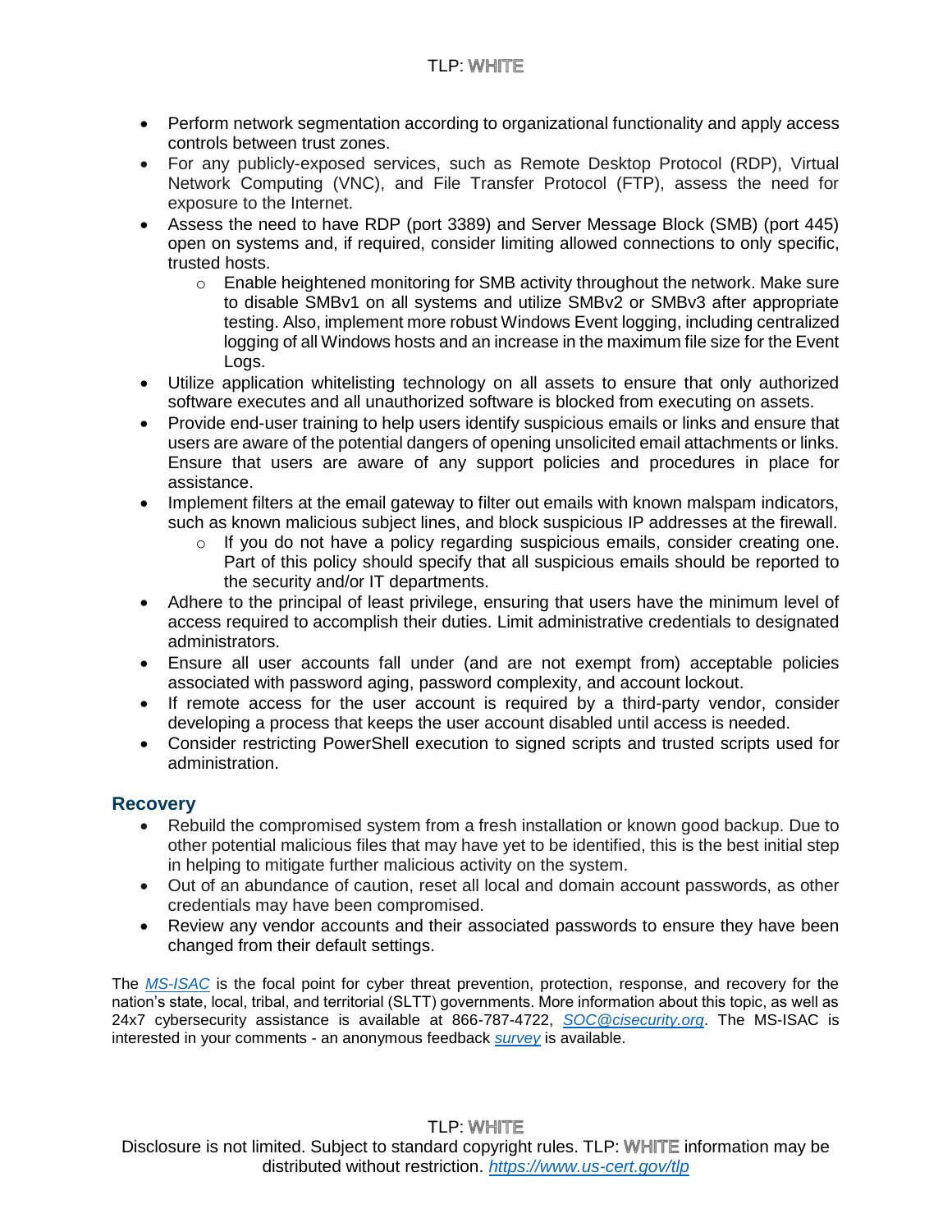- Perform network segmentation according to organizational functionality and apply access controls between trust zones.
- For any publicly-exposed services, such as Remote Desktop Protocol (RDP), Virtual Network Computing (VNC), and File Transfer Protocol (FTP), assess the need for exposure to the Internet.
- Assess the need to have RDP (port 3389) and Server Message Block (SMB) (port 445) open on systems and, if required, consider limiting allowed connections to only specific, trusted hosts.
    - Enable heightened monitoring for SMB activity throughout the network. Make sure to disable SMBv1 on all systems and utilize SMBv2 or SMBv3 after appropriate testing. Also, implement more robust Windows Event logging, including centralized logging of all Windows hosts and an increase in the maximum file size for the Event Logs.
- Utilize application whitelisting technology on all assets to ensure that only authorized software executes and all unauthorized software is blocked from executing on assets.
- Provide end-user training to help users identify suspicious emails or links and ensure that users are aware of the potential dangers of opening unsolicited email attachments or links. Ensure that users are aware of any support policies and procedures in place for assistance.
- Implement filters at the email gateway to filter out emails with known malspam indicators, such as known malicious subject lines, and block suspicious IP addresses at the firewall.
    - If you do not have a policy regarding suspicious emails, consider creating one. Part of this policy should specify that all suspicious emails should be reported to the security and/or IT departments.
- Adhere to the principal of least privilege, ensuring that users have the minimum level of access required to accomplish their duties. Limit administrative credentials to designated administrators.
- Ensure all user accounts fall under (and are not exempt from) acceptable policies associated with password aging, password complexity, and account lockout.
- If remote access for the user account is required by a third-party vendor, consider developing a process that keeps the user account disabled until access is needed.
- Consider restricting PowerShell execution to signed scripts and trusted scripts used for administration.

## Recovery

- Rebuild the compromised system from a fresh installation or known good backup. Due to other potential malicious files that may have yet to be identified, this is the best initial step in helping to mitigate further malicious activity on the system.
- Out of an abundance of caution, reset all local and domain account passwords, as other credentials may have been compromised.
- Review any vendor accounts and their associated passwords to ensure they have been changed from their default settings.

The [MS-ISAC](https://www.cisecurity.org/ms-isac/) is the focal point for cyber threat prevention, protection, response, and recovery for the nation's state, local, tribal, and territorial (SLTT) governments. More information about this topic, as well as 24x7 cybersecurity assistance is available at 866-787-4722, [SOC@cisecurity.org](mailto:SOC@cisecurity.org). The MS-ISAC is interested in your comments - an anonymous feedback [survey]() is available.

TLP: WHITE

Disclosure is not limited. Subject to standard copyright rules. TLP: WHITE information may be distributed without restriction. [https://www.us-cert.gov/tlp](https://www.us-cert.gov/tlp)